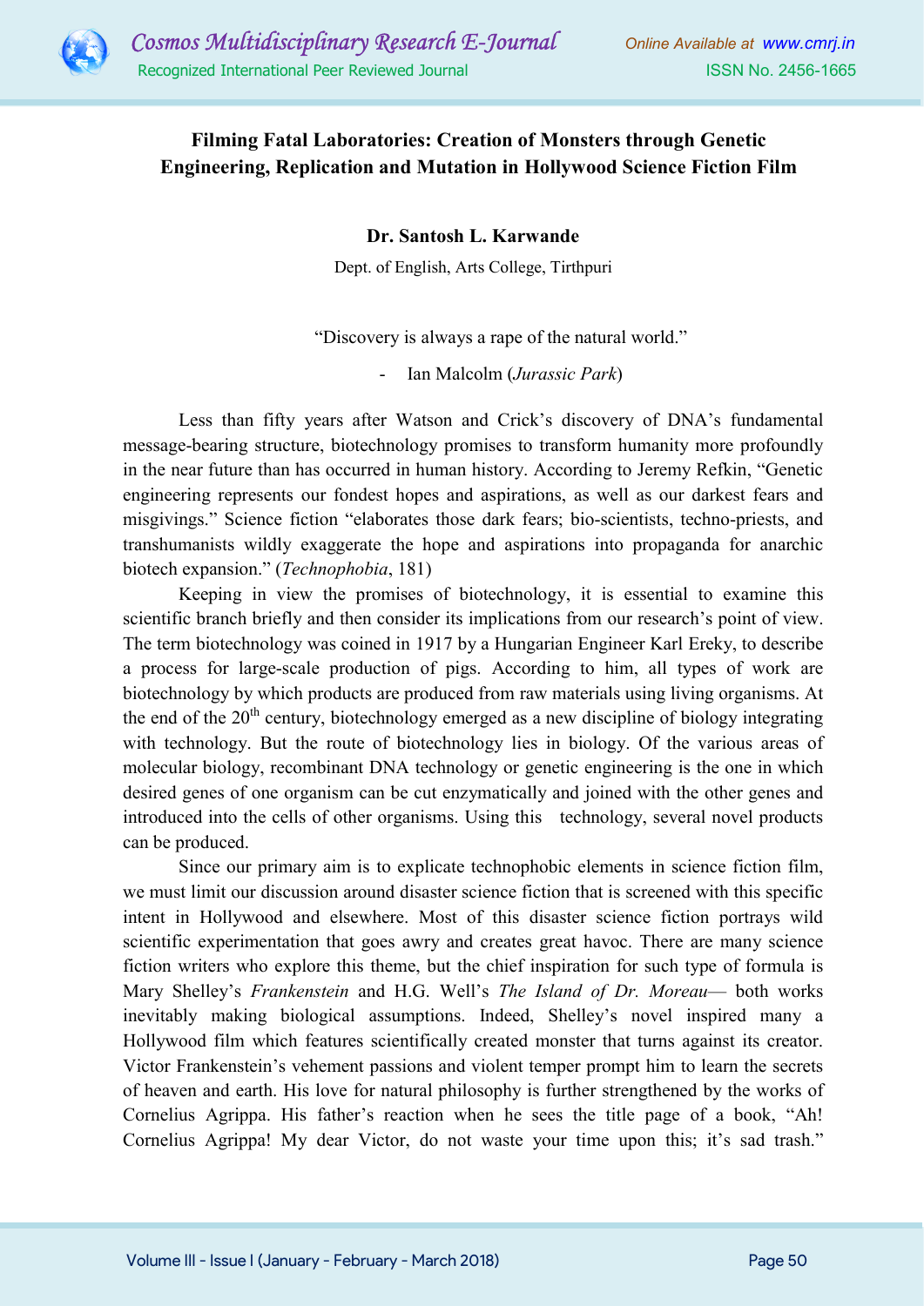# Filming Fatal Laboratories: Creation of Monsters through Genetic Engineering, Replication and Mutation in Hollywood Science Fiction Film

**Dr. Santosh L. Karwande**

Dept. of English, Arts College, Tirthpuri

> "Discovery is always a rape of the natural world."
>
> - Ian Malcolm (*Jurassic Park*)

Less than fifty years after Watson and Crick's discovery of DNA's fundamental message-bearing structure, biotechnology promises to transform humanity more profoundly in the near future than has occurred in human history. According to Jeremy Refkin, "Genetic engineering represents our fondest hopes and aspirations, as well as our darkest fears and misgivings." Science fiction "elaborates those dark fears; bio-scientists, techno-priests, and transhumanists wildly exaggerate the hope and aspirations into propaganda for anarchic biotech expansion." (*Technophobia*, 181)

Keeping in view the promises of biotechnology, it is essential to examine this scientific branch briefly and then consider its implications from our research's point of view. The term biotechnology was coined in 1917 by a Hungarian Engineer Karl Ereky, to describe a process for large-scale production of pigs. According to him, all types of work are biotechnology by which products are produced from raw materials using living organisms. At the end of the $20^{th}$ century, biotechnology emerged as a new discipline of biology integrating with technology. But the route of biotechnology lies in biology. Of the various areas of molecular biology, recombinant DNA technology or genetic engineering is the one in which desired genes of one organism can be cut enzymatically and joined with the other genes and introduced into the cells of other organisms. Using this technology, several novel products can be produced.

Since our primary aim is to explicate technophobic elements in science fiction film, we must limit our discussion around disaster science fiction that is screened with this specific intent in Hollywood and elsewhere. Most of this disaster science fiction portrays wild scientific experimentation that goes awry and creates great havoc. There are many science fiction writers who explore this theme, but the chief inspiration for such type of formula is Mary Shelley's *Frankenstein* and H.G. Well's *The Island of Dr. Moreau*— both works inevitably making biological assumptions. Indeed, Shelley's novel inspired many a Hollywood film which features scientifically created monster that turns against its creator. Victor Frankenstein's vehement passions and violent temper prompt him to learn the secrets of heaven and earth. His love for natural philosophy is further strengthened by the works of Cornelius Agrippa. His father's reaction when he sees the title page of a book, "Ah! Cornelius Agrippa! My dear Victor, do not waste your time upon this; it's sad trash."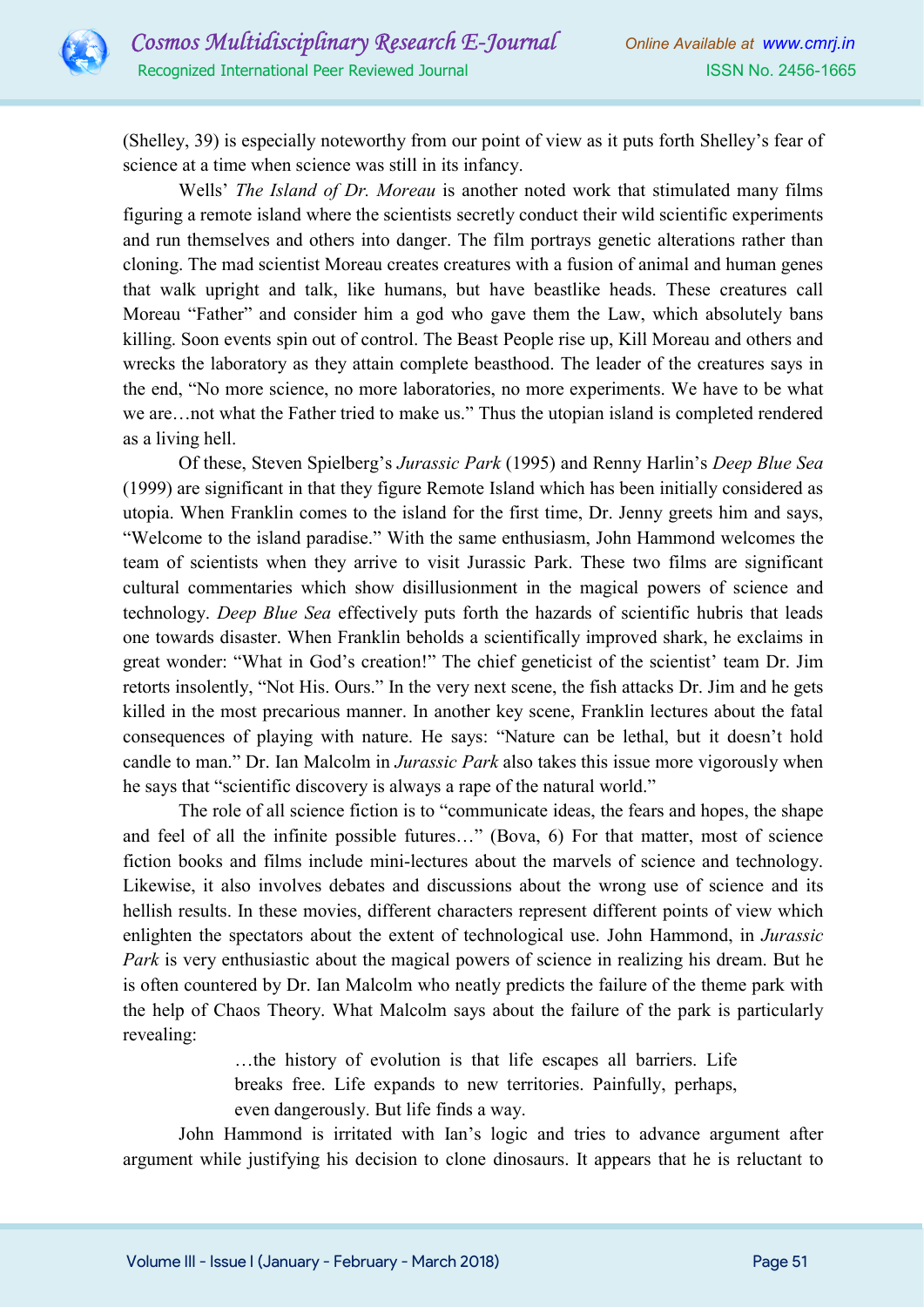(Shelley, 39) is especially noteworthy from our point of view as it puts forth Shelley's fear of science at a time when science was still in its infancy.

Wells' *The Island of Dr. Moreau* is another noted work that stimulated many films figuring a remote island where the scientists secretly conduct their wild scientific experiments and run themselves and others into danger. The film portrays genetic alterations rather than cloning. The mad scientist Moreau creates creatures with a fusion of animal and human genes that walk upright and talk, like humans, but have beastlike heads. These creatures call Moreau "Father" and consider him a god who gave them the Law, which absolutely bans killing. Soon events spin out of control. The Beast People rise up, Kill Moreau and others and wrecks the laboratory as they attain complete beasthood. The leader of the creatures says in the end, "No more science, no more laboratories, no more experiments. We have to be what we are…not what the Father tried to make us." Thus the utopian island is completed rendered as a living hell.

Of these, Steven Spielberg's *Jurassic Park* (1995) and Renny Harlin's *Deep Blue Sea* (1999) are significant in that they figure Remote Island which has been initially considered as utopia. When Franklin comes to the island for the first time, Dr. Jenny greets him and says, "Welcome to the island paradise." With the same enthusiasm, John Hammond welcomes the team of scientists when they arrive to visit Jurassic Park. These two films are significant cultural commentaries which show disillusionment in the magical powers of science and technology. *Deep Blue Sea* effectively puts forth the hazards of scientific hubris that leads one towards disaster. When Franklin beholds a scientifically improved shark, he exclaims in great wonder: "What in God's creation!" The chief geneticist of the scientist' team Dr. Jim retorts insolently, "Not His. Ours." In the very next scene, the fish attacks Dr. Jim and he gets killed in the most precarious manner. In another key scene, Franklin lectures about the fatal consequences of playing with nature. He says: "Nature can be lethal, but it doesn't hold candle to man." Dr. Ian Malcolm in *Jurassic Park* also takes this issue more vigorously when he says that "scientific discovery is always a rape of the natural world."

The role of all science fiction is to "communicate ideas, the fears and hopes, the shape and feel of all the infinite possible futures…" (Bova, 6) For that matter, most of science fiction books and films include mini-lectures about the marvels of science and technology. Likewise, it also involves debates and discussions about the wrong use of science and its hellish results. In these movies, different characters represent different points of view which enlighten the spectators about the extent of technological use. John Hammond, in *Jurassic Park* is very enthusiastic about the magical powers of science in realizing his dream. But he is often countered by Dr. Ian Malcolm who neatly predicts the failure of the theme park with the help of Chaos Theory. What Malcolm says about the failure of the park is particularly revealing:

> …the history of evolution is that life escapes all barriers. Life breaks free. Life expands to new territories. Painfully, perhaps, even dangerously. But life finds a way.

John Hammond is irritated with Ian's logic and tries to advance argument after argument while justifying his decision to clone dinosaurs. It appears that he is reluctant to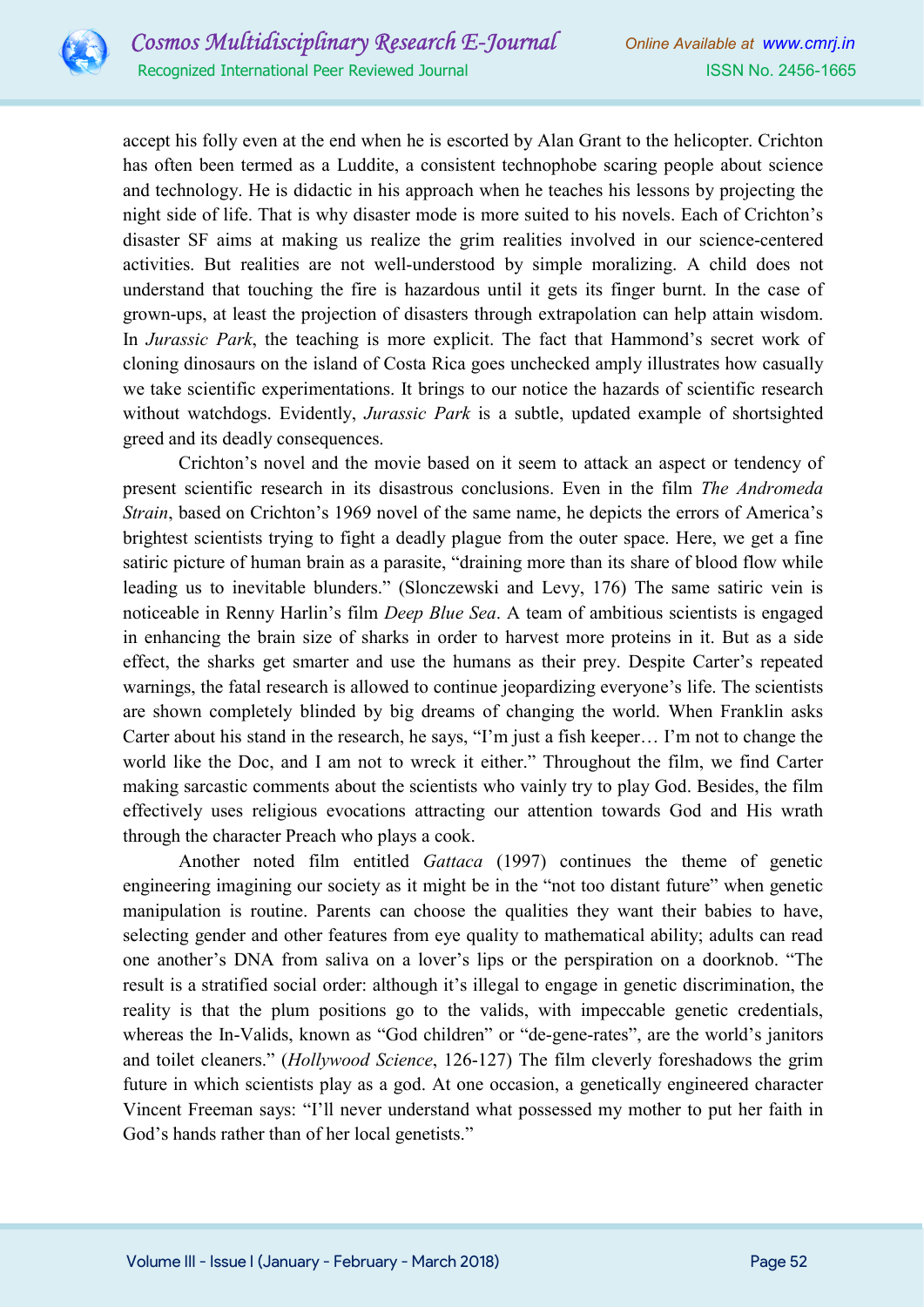accept his folly even at the end when he is escorted by Alan Grant to the helicopter. Crichton has often been termed as a Luddite, a consistent technophobe scaring people about science and technology. He is didactic in his approach when he teaches his lessons by projecting the night side of life. That is why disaster mode is more suited to his novels. Each of Crichton's disaster SF aims at making us realize the grim realities involved in our science-centered activities. But realities are not well-understood by simple moralizing. A child does not understand that touching the fire is hazardous until it gets its finger burnt. In the case of grown-ups, at least the projection of disasters through extrapolation can help attain wisdom. In *Jurassic Park*, the teaching is more explicit. The fact that Hammond's secret work of cloning dinosaurs on the island of Costa Rica goes unchecked amply illustrates how casually we take scientific experimentations. It brings to our notice the hazards of scientific research without watchdogs. Evidently, *Jurassic Park* is a subtle, updated example of shortsighted greed and its deadly consequences.

Crichton's novel and the movie based on it seem to attack an aspect or tendency of present scientific research in its disastrous conclusions. Even in the film *The Andromeda Strain*, based on Crichton's 1969 novel of the same name, he depicts the errors of America's brightest scientists trying to fight a deadly plague from the outer space. Here, we get a fine satiric picture of human brain as a parasite, "draining more than its share of blood flow while leading us to inevitable blunders." (Slonczewski and Levy, 176) The same satiric vein is noticeable in Renny Harlin's film *Deep Blue Sea*. A team of ambitious scientists is engaged in enhancing the brain size of sharks in order to harvest more proteins in it. But as a side effect, the sharks get smarter and use the humans as their prey. Despite Carter's repeated warnings, the fatal research is allowed to continue jeopardizing everyone's life. The scientists are shown completely blinded by big dreams of changing the world. When Franklin asks Carter about his stand in the research, he says, "I'm just a fish keeper… I'm not to change the world like the Doc, and I am not to wreck it either." Throughout the film, we find Carter making sarcastic comments about the scientists who vainly try to play God. Besides, the film effectively uses religious evocations attracting our attention towards God and His wrath through the character Preach who plays a cook.

Another noted film entitled *Gattaca* (1997) continues the theme of genetic engineering imagining our society as it might be in the "not too distant future" when genetic manipulation is routine. Parents can choose the qualities they want their babies to have, selecting gender and other features from eye quality to mathematical ability; adults can read one another's DNA from saliva on a lover's lips or the perspiration on a doorknob. "The result is a stratified social order: although it's illegal to engage in genetic discrimination, the reality is that the plum positions go to the valids, with impeccable genetic credentials, whereas the In-Valids, known as "God children" or "de-gene-rates", are the world's janitors and toilet cleaners." (*Hollywood Science*, 126-127) The film cleverly foreshadows the grim future in which scientists play as a god. At one occasion, a genetically engineered character Vincent Freeman says: "I'll never understand what possessed my mother to put her faith in God's hands rather than of her local genetists."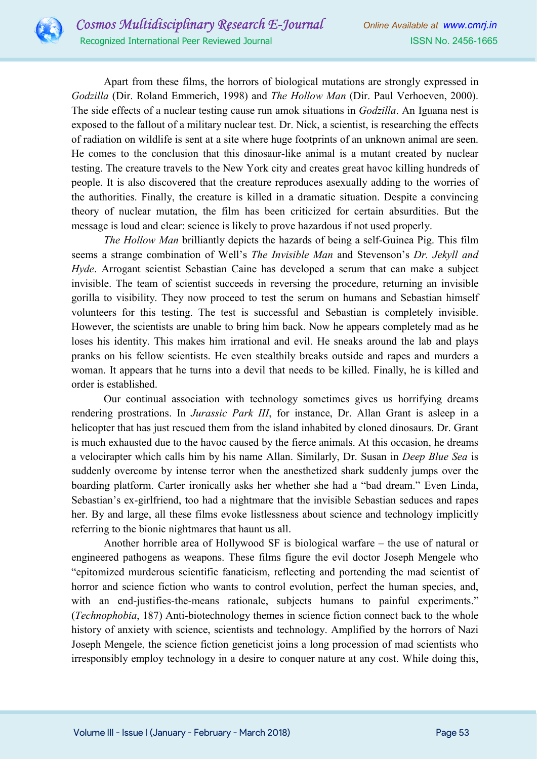Apart from these films, the horrors of biological mutations are strongly expressed in *Godzilla* (Dir. Roland Emmerich, 1998) and *The Hollow Man* (Dir. Paul Verhoeven, 2000). The side effects of a nuclear testing cause run amok situations in *Godzilla*. An Iguana nest is exposed to the fallout of a military nuclear test. Dr. Nick, a scientist, is researching the effects of radiation on wildlife is sent at a site where huge footprints of an unknown animal are seen. He comes to the conclusion that this dinosaur-like animal is a mutant created by nuclear testing. The creature travels to the New York city and creates great havoc killing hundreds of people. It is also discovered that the creature reproduces asexually adding to the worries of the authorities. Finally, the creature is killed in a dramatic situation. Despite a convincing theory of nuclear mutation, the film has been criticized for certain absurdities. But the message is loud and clear: science is likely to prove hazardous if not used properly.

*The Hollow Man* brilliantly depicts the hazards of being a self-Guinea Pig. This film seems a strange combination of Well's *The Invisible Man* and Stevenson's *Dr. Jekyll and Hyde*. Arrogant scientist Sebastian Caine has developed a serum that can make a subject invisible. The team of scientist succeeds in reversing the procedure, returning an invisible gorilla to visibility. They now proceed to test the serum on humans and Sebastian himself volunteers for this testing. The test is successful and Sebastian is completely invisible. However, the scientists are unable to bring him back. Now he appears completely mad as he loses his identity. This makes him irrational and evil. He sneaks around the lab and plays pranks on his fellow scientists. He even stealthily breaks outside and rapes and murders a woman. It appears that he turns into a devil that needs to be killed. Finally, he is killed and order is established.

Our continual association with technology sometimes gives us horrifying dreams rendering prostrations. In *Jurassic Park III*, for instance, Dr. Allan Grant is asleep in a helicopter that has just rescued them from the island inhabited by cloned dinosaurs. Dr. Grant is much exhausted due to the havoc caused by the fierce animals. At this occasion, he dreams a velocirapter which calls him by his name Allan. Similarly, Dr. Susan in *Deep Blue Sea* is suddenly overcome by intense terror when the anesthetized shark suddenly jumps over the boarding platform. Carter ironically asks her whether she had a "bad dream." Even Linda, Sebastian's ex-girlfriend, too had a nightmare that the invisible Sebastian seduces and rapes her. By and large, all these films evoke listlessness about science and technology implicitly referring to the bionic nightmares that haunt us all.

Another horrible area of Hollywood SF is biological warfare – the use of natural or engineered pathogens as weapons. These films figure the evil doctor Joseph Mengele who "epitomized murderous scientific fanaticism, reflecting and portending the mad scientist of horror and science fiction who wants to control evolution, perfect the human species, and, with an end-justifies-the-means rationale, subjects humans to painful experiments." (*Technophobia*, 187) Anti-biotechnology themes in science fiction connect back to the whole history of anxiety with science, scientists and technology. Amplified by the horrors of Nazi Joseph Mengele, the science fiction geneticist joins a long procession of mad scientists who irresponsibly employ technology in a desire to conquer nature at any cost. While doing this,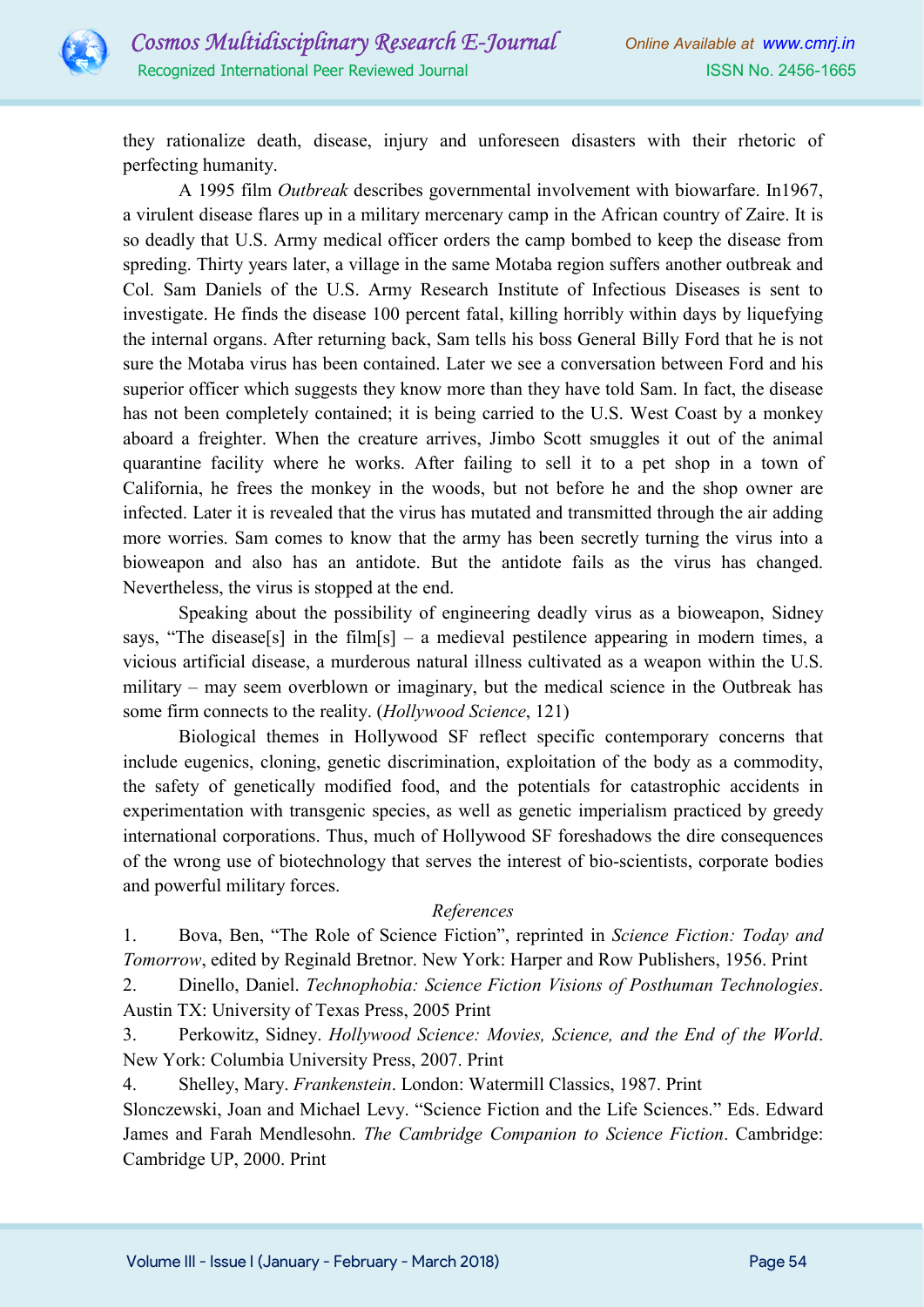they rationalize death, disease, injury and unforeseen disasters with their rhetoric of perfecting humanity.

A 1995 film *Outbreak* describes governmental involvement with biowarfare. In1967, a virulent disease flares up in a military mercenary camp in the African country of Zaire. It is so deadly that U.S. Army medical officer orders the camp bombed to keep the disease from spreding. Thirty years later, a village in the same Motaba region suffers another outbreak and Col. Sam Daniels of the U.S. Army Research Institute of Infectious Diseases is sent to investigate. He finds the disease 100 percent fatal, killing horribly within days by liquefying the internal organs. After returning back, Sam tells his boss General Billy Ford that he is not sure the Motaba virus has been contained. Later we see a conversation between Ford and his superior officer which suggests they know more than they have told Sam. In fact, the disease has not been completely contained; it is being carried to the U.S. West Coast by a monkey aboard a freighter. When the creature arrives, Jimbo Scott smuggles it out of the animal quarantine facility where he works. After failing to sell it to a pet shop in a town of California, he frees the monkey in the woods, but not before he and the shop owner are infected. Later it is revealed that the virus has mutated and transmitted through the air adding more worries. Sam comes to know that the army has been secretly turning the virus into a bioweapon and also has an antidote. But the antidote fails as the virus has changed. Nevertheless, the virus is stopped at the end.

Speaking about the possibility of engineering deadly virus as a bioweapon, Sidney says, "The disease[s] in the film[s] – a medieval pestilence appearing in modern times, a vicious artificial disease, a murderous natural illness cultivated as a weapon within the U.S. military – may seem overblown or imaginary, but the medical science in the Outbreak has some firm connects to the reality. (*Hollywood Science*, 121)

Biological themes in Hollywood SF reflect specific contemporary concerns that include eugenics, cloning, genetic discrimination, exploitation of the body as a commodity, the safety of genetically modified food, and the potentials for catastrophic accidents in experimentation with transgenic species, as well as genetic imperialism practiced by greedy international corporations. Thus, much of Hollywood SF foreshadows the dire consequences of the wrong use of biotechnology that serves the interest of bio-scientists, corporate bodies and powerful military forces.

*References*

1. Bova, Ben, "The Role of Science Fiction", reprinted in *Science Fiction: Today and Tomorrow*, edited by Reginald Bretnor. New York: Harper and Row Publishers, 1956. Print
2. Dinello, Daniel. *Technophobia: Science Fiction Visions of Posthuman Technologies*. Austin TX: University of Texas Press, 2005 Print
3. Perkowitz, Sidney. *Hollywood Science: Movies, Science, and the End of the World*. New York: Columbia University Press, 2007. Print
4. Shelley, Mary. *Frankenstein*. London: Watermill Classics, 1987. Print

Slonczewski, Joan and Michael Levy. "Science Fiction and the Life Sciences." Eds. Edward James and Farah Mendlesohn. *The Cambridge Companion to Science Fiction*. Cambridge: Cambridge UP, 2000. Print